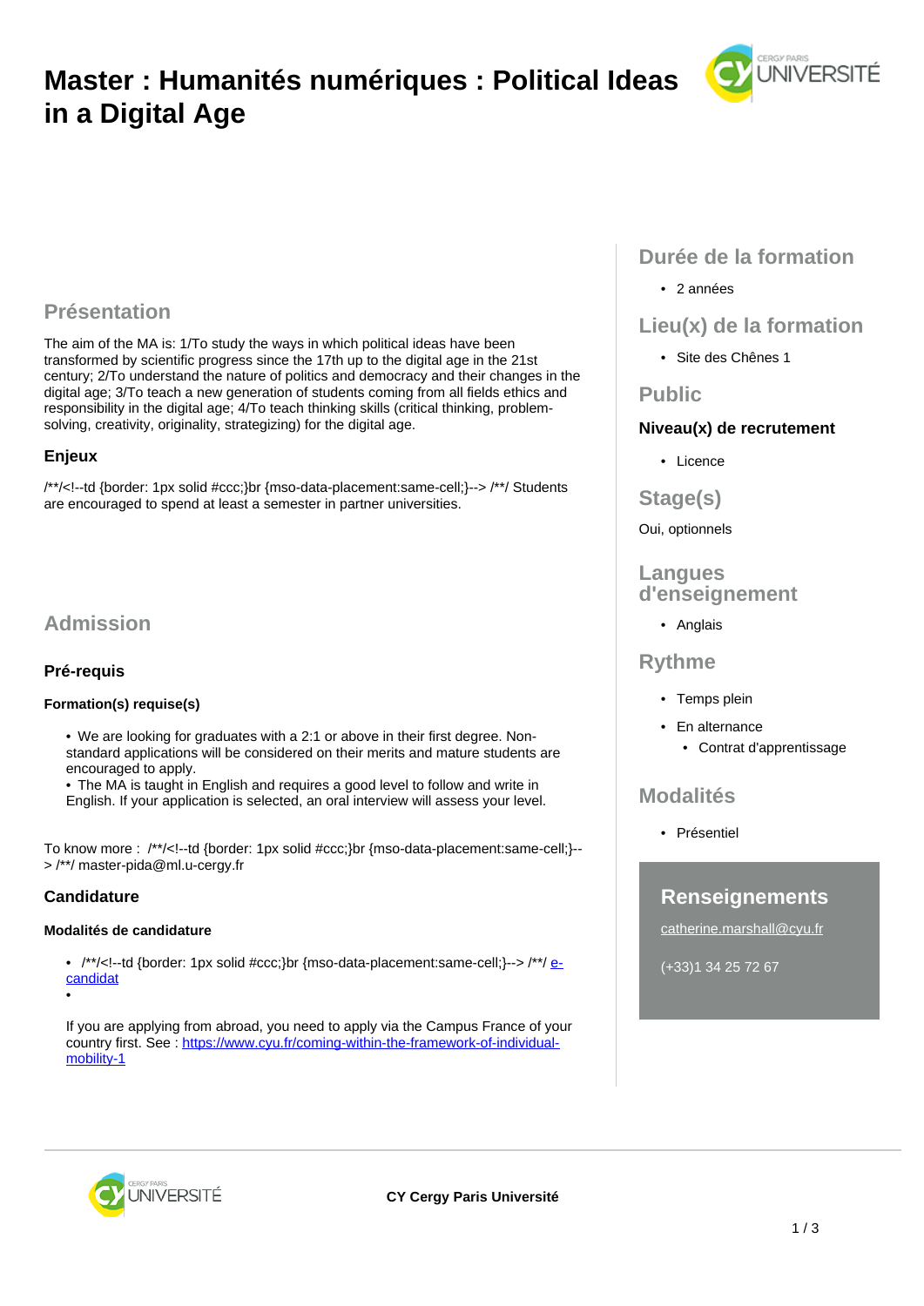# Master : Humanités numériques : Political Ideas in a Digital Age

## Présentation

The aim of the MA is: 1/To study the ways in which political ideas have been transformed by scientific progress since the 17th up to the digital age in the 21st century; 2/To understand the nature of politics and democracy and their changes in the digital age; 3/To teach a new generation of students coming from all fields ethics and responsibility in the digital age; 4/To teach thinking skills (critical thinking, problem-solving, creativity, originality, strategizing) for the digital age.

### Enjeux

/**/<!--td {border: 1px solid #ccc;}br {mso-data-placement:same-cell;}--> /**/ Students are encouraged to spend at least a semester in partner universities.

## Admission

### Pré-requis

#### Formation(s) requise(s)

- We are looking for graduates with a 2:1 or above in their first degree. Non-standard applications will be considered on their merits and mature students are encouraged to apply.
- The MA is taught in English and requires a good level to follow and write in English. If your application is selected, an oral interview will assess your level.

To know more : /**/<!--td {border: 1px solid #ccc;}br {mso-data-placement:same-cell;}--> /**/ master-pida@ml.u-cergy.fr

### Candidature

#### Modalités de candidature

- /**/<!--td {border: 1px solid #ccc;}br {mso-data-placement:same-cell;}--> /**/ e-candidat
- 

If you are applying from abroad, you need to apply via the Campus France of your country first. See : https://www.cyu.fr/coming-within-the-framework-of-individual-mobility-1

## Durée de la formation

- 2 années

## Lieu(x) de la formation

- Site des Chênes 1

## Public

### Niveau(x) de recrutement

- Licence

## Stage(s)

Oui, optionnels

## Langues d'enseignement

- Anglais

## Rythme

- Temps plein
- En alternance
  - Contrat d'apprentissage

## Modalités

- Présentiel

## Renseignements

catherine.marshall@cyu.fr

(+33)1 34 25 72 67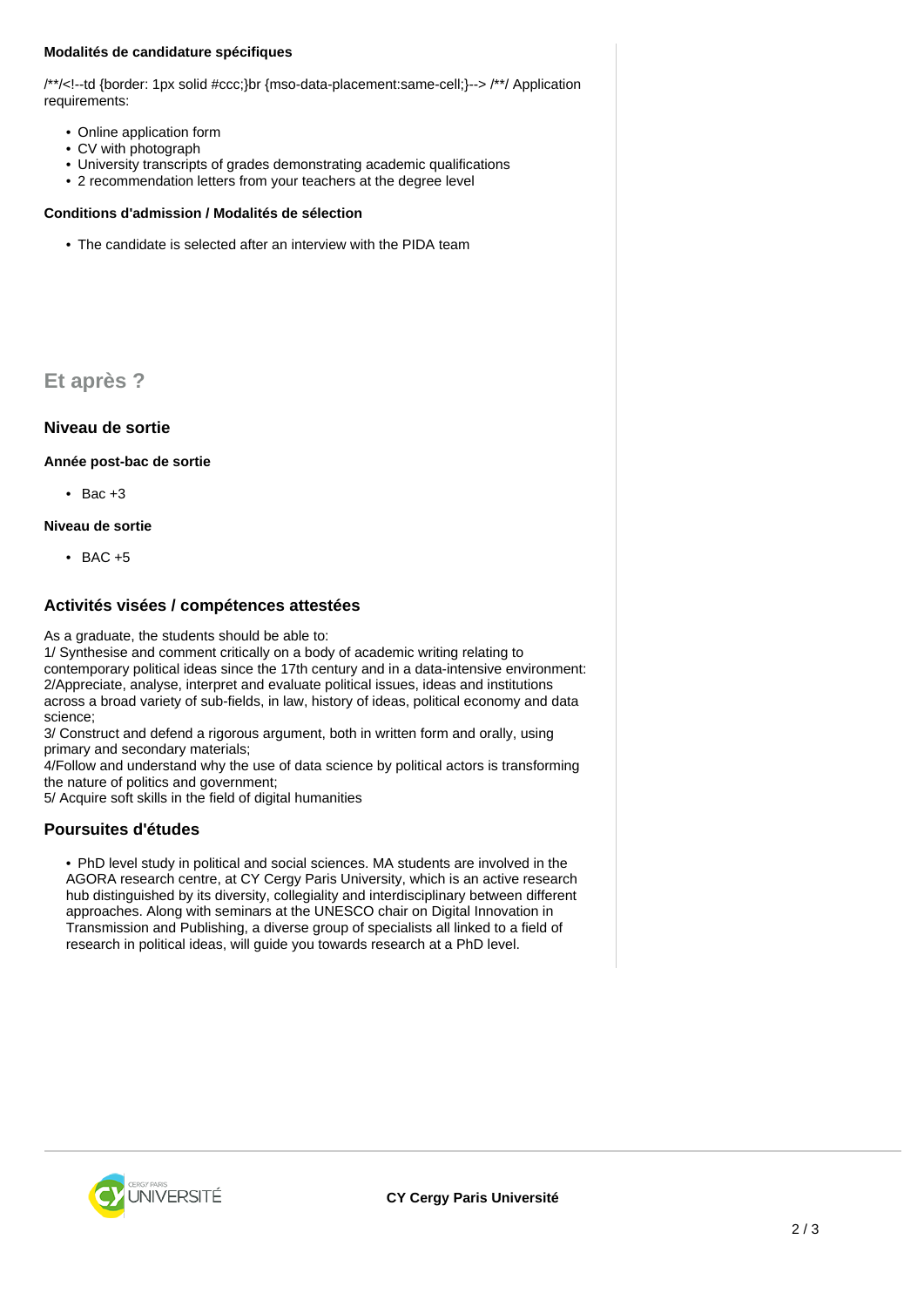#### Modalités de candidature spécifiques

/**/<!--td {border: 1px solid #ccc;}br {mso-data-placement:same-cell;}--> /**/ Application requirements:

- Online application form
- CV with photograph
- University transcripts of grades demonstrating academic qualifications
- 2 recommendation letters from your teachers at the degree level

#### Conditions d'admission / Modalités de sélection

- The candidate is selected after an interview with the PIDA team

## Et après ?

### Niveau de sortie

#### Année post-bac de sortie

- Bac +3

#### Niveau de sortie

- BAC +5

### Activités visées / compétences attestées

As a graduate, the students should be able to:
1/ Synthesise and comment critically on a body of academic writing relating to contemporary political ideas since the 17th century and in a data-intensive environment:
2/Appreciate, analyse, interpret and evaluate political issues, ideas and institutions across a broad variety of sub-fields, in law, history of ideas, political economy and data science;
3/ Construct and defend a rigorous argument, both in written form and orally, using primary and secondary materials;
4/Follow and understand why the use of data science by political actors is transforming the nature of politics and government;
5/ Acquire soft skills in the field of digital humanities

### Poursuites d'études

- PhD level study in political and social sciences. MA students are involved in the AGORA research centre, at CY Cergy Paris University, which is an active research hub distinguished by its diversity, collegiality and interdisciplinary between different approaches. Along with seminars at the UNESCO chair on Digital Innovation in Transmission and Publishing, a diverse group of specialists all linked to a field of research in political ideas, will guide you towards research at a PhD level.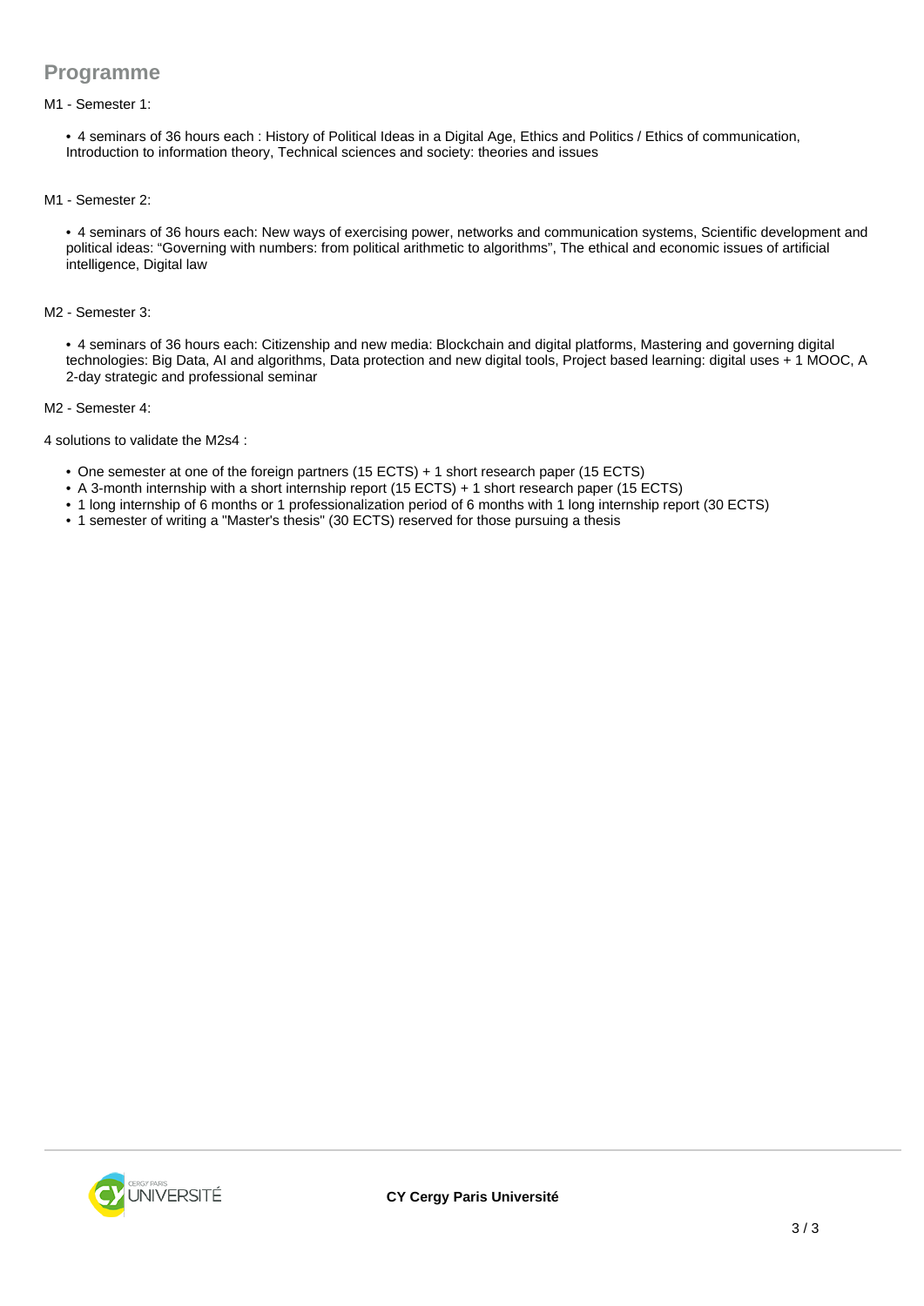## Programme

M1 - Semester 1:

- 4 seminars of 36 hours each : History of Political Ideas in a Digital Age, Ethics and Politics / Ethics of communication, Introduction to information theory, Technical sciences and society: theories and issues

M1 - Semester 2:

- 4 seminars of 36 hours each: New ways of exercising power, networks and communication systems, Scientific development and political ideas: "Governing with numbers: from political arithmetic to algorithms", The ethical and economic issues of artificial intelligence, Digital law

M2 - Semester 3:

- 4 seminars of 36 hours each: Citizenship and new media: Blockchain and digital platforms, Mastering and governing digital technologies: Big Data, AI and algorithms, Data protection and new digital tools, Project based learning: digital uses + 1 MOOC, A 2-day strategic and professional seminar

M2 - Semester 4:

4 solutions to validate the M2s4 :

- One semester at one of the foreign partners (15 ECTS) + 1 short research paper (15 ECTS)
- A 3-month internship with a short internship report (15 ECTS) + 1 short research paper (15 ECTS)
- 1 long internship of 6 months or 1 professionalization period of 6 months with 1 long internship report (30 ECTS)
- 1 semester of writing a "Master's thesis" (30 ECTS) reserved for those pursuing a thesis